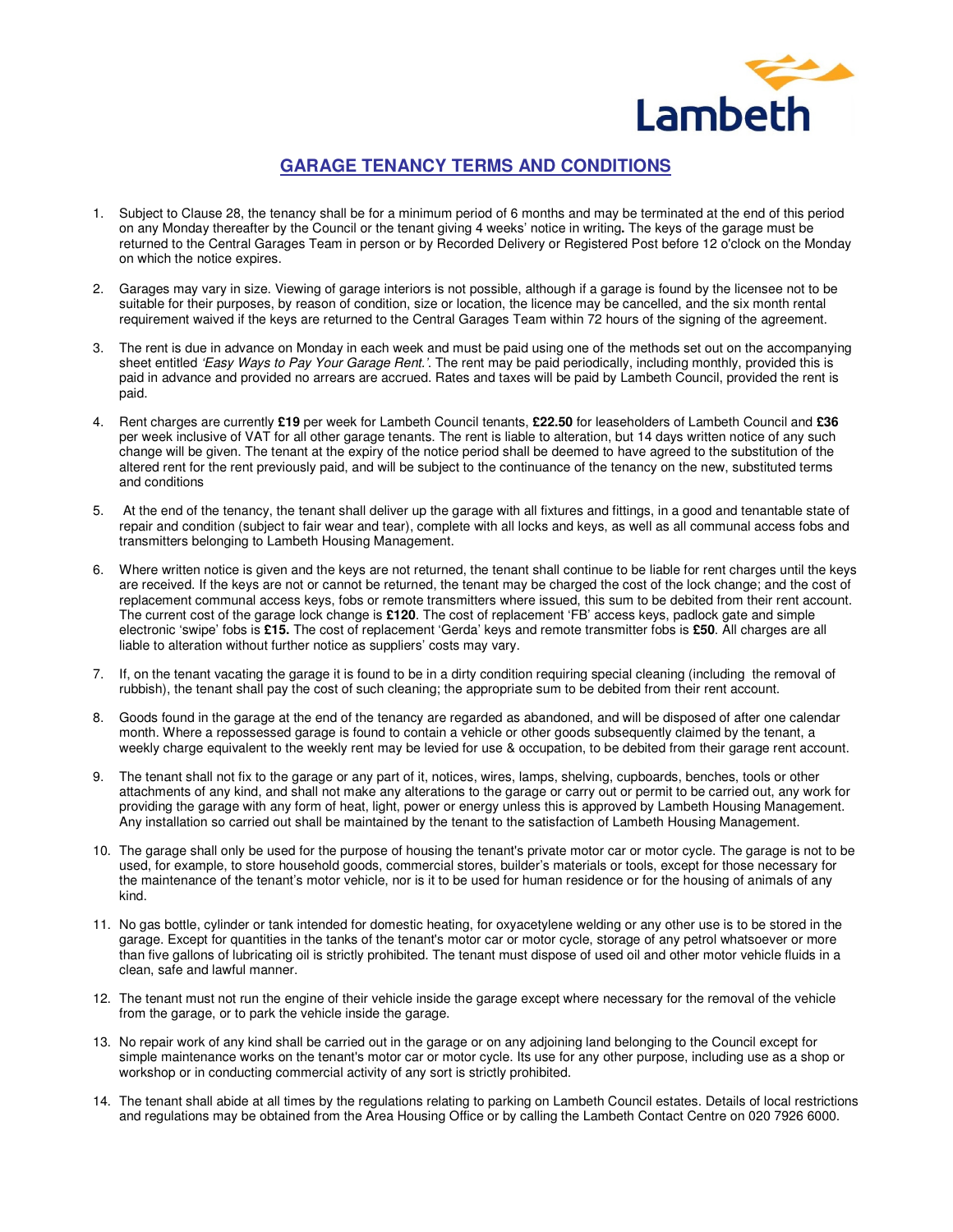Lambeth

# GARAGE TENANCY TERMS AND CONDITIONS

1. Subject to Clause 28, the tenancy shall be for a minimum period of 6 months and may be terminated at the end of this period on any Monday thereafter by the Council or the tenant giving 4 weeks' notice in writing**.** The keys of the garage must be returned to the Central Garages Team in person or by Recorded Delivery or Registered Post before 12 o'clock on the Monday on which the notice expires.

2. Garages may vary in size. Viewing of garage interiors is not possible, although if a garage is found by the licensee not to be suitable for their purposes, by reason of condition, size or location, the licence may be cancelled, and the six month rental requirement waived if the keys are returned to the Central Garages Team within 72 hours of the signing of the agreement.

3. The rent is due in advance on Monday in each week and must be paid using one of the methods set out on the accompanying sheet entitled *'Easy Ways to Pay Your Garage Rent.'*. The rent may be paid periodically, including monthly, provided this is paid in advance and provided no arrears are accrued. Rates and taxes will be paid by Lambeth Council, provided the rent is paid.

4. Rent charges are currently **£19** per week for Lambeth Council tenants, **£22.50** for leaseholders of Lambeth Council and **£36** per week inclusive of VAT for all other garage tenants. The rent is liable to alteration, but 14 days written notice of any such change will be given. The tenant at the expiry of the notice period shall be deemed to have agreed to the substitution of the altered rent for the rent previously paid, and will be subject to the continuance of the tenancy on the new, substituted terms and conditions

5. At the end of the tenancy, the tenant shall deliver up the garage with all fixtures and fittings, in a good and tenantable state of repair and condition (subject to fair wear and tear), complete with all locks and keys, as well as all communal access fobs and transmitters belonging to Lambeth Housing Management.

6. Where written notice is given and the keys are not returned, the tenant shall continue to be liable for rent charges until the keys are received. If the keys are not or cannot be returned, the tenant may be charged the cost of the lock change; and the cost of replacement communal access keys, fobs or remote transmitters where issued, this sum to be debited from their rent account. The current cost of the garage lock change is **£120**. The cost of replacement 'FB' access keys, padlock gate and simple electronic 'swipe' fobs is **£15.** The cost of replacement 'Gerda' keys and remote transmitter fobs is **£50**. All charges are all liable to alteration without further notice as suppliers' costs may vary.

7. If, on the tenant vacating the garage it is found to be in a dirty condition requiring special cleaning (including the removal of rubbish), the tenant shall pay the cost of such cleaning; the appropriate sum to be debited from their rent account.

8. Goods found in the garage at the end of the tenancy are regarded as abandoned, and will be disposed of after one calendar month. Where a repossessed garage is found to contain a vehicle or other goods subsequently claimed by the tenant, a weekly charge equivalent to the weekly rent may be levied for use & occupation, to be debited from their garage rent account.

9. The tenant shall not fix to the garage or any part of it, notices, wires, lamps, shelving, cupboards, benches, tools or other attachments of any kind, and shall not make any alterations to the garage or carry out or permit to be carried out, any work for providing the garage with any form of heat, light, power or energy unless this is approved by Lambeth Housing Management. Any installation so carried out shall be maintained by the tenant to the satisfaction of Lambeth Housing Management.

10. The garage shall only be used for the purpose of housing the tenant's private motor car or motor cycle. The garage is not to be used, for example, to store household goods, commercial stores, builder's materials or tools, except for those necessary for the maintenance of the tenant's motor vehicle, nor is it to be used for human residence or for the housing of animals of any kind.

11. No gas bottle, cylinder or tank intended for domestic heating, for oxyacetylene welding or any other use is to be stored in the garage. Except for quantities in the tanks of the tenant's motor car or motor cycle, storage of any petrol whatsoever or more than five gallons of lubricating oil is strictly prohibited. The tenant must dispose of used oil and other motor vehicle fluids in a clean, safe and lawful manner.

12. The tenant must not run the engine of their vehicle inside the garage except where necessary for the removal of the vehicle from the garage, or to park the vehicle inside the garage.

13. No repair work of any kind shall be carried out in the garage or on any adjoining land belonging to the Council except for simple maintenance works on the tenant's motor car or motor cycle. Its use for any other purpose, including use as a shop or workshop or in conducting commercial activity of any sort is strictly prohibited.

14. The tenant shall abide at all times by the regulations relating to parking on Lambeth Council estates. Details of local restrictions and regulations may be obtained from the Area Housing Office or by calling the Lambeth Contact Centre on 020 7926 6000.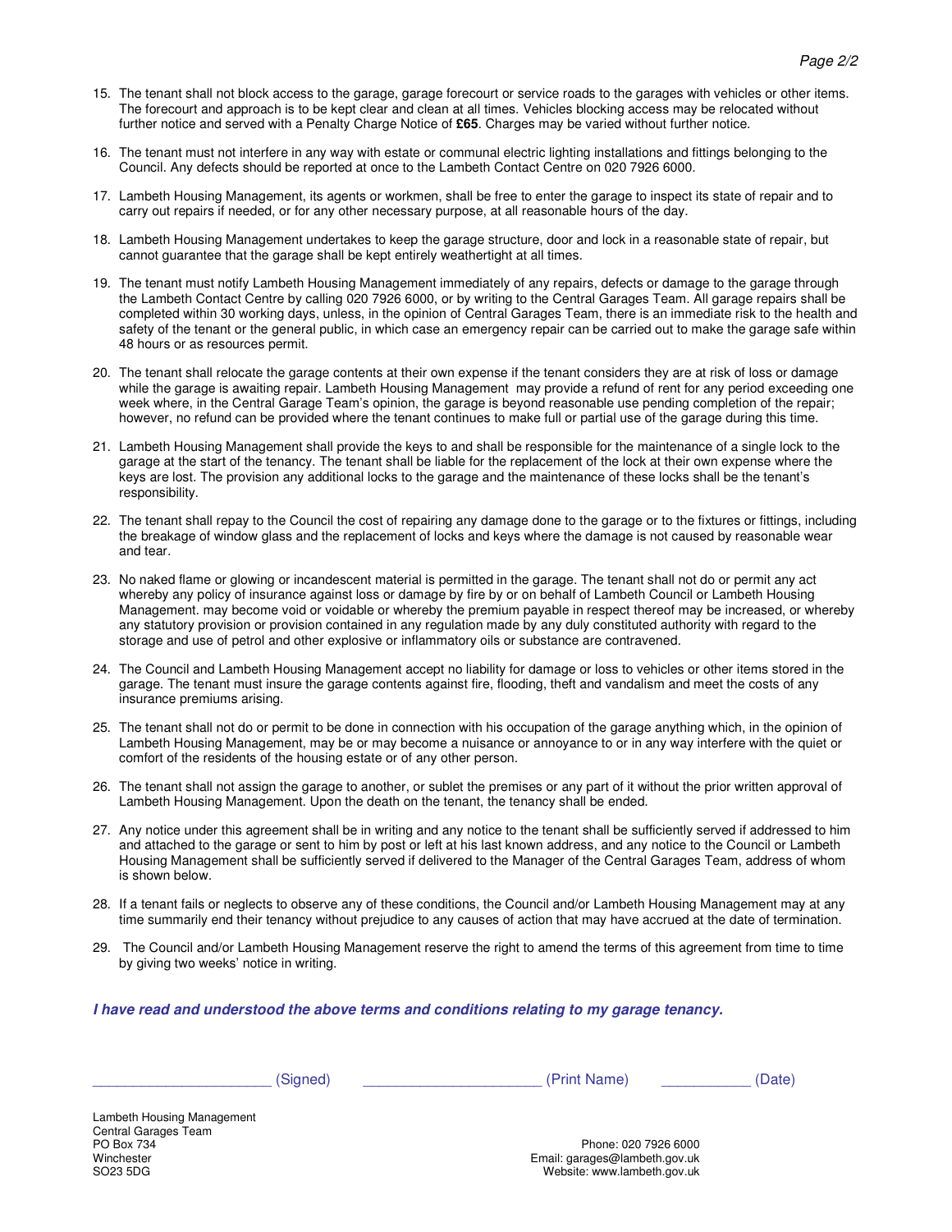15. The tenant shall not block access to the garage, garage forecourt or service roads to the garages with vehicles or other items. The forecourt and approach is to be kept clear and clean at all times. Vehicles blocking access may be relocated without further notice and served with a Penalty Charge Notice of **£65**. Charges may be varied without further notice.

16. The tenant must not interfere in any way with estate or communal electric lighting installations and fittings belonging to the Council. Any defects should be reported at once to the Lambeth Contact Centre on 020 7926 6000.

17. Lambeth Housing Management, its agents or workmen, shall be free to enter the garage to inspect its state of repair and to carry out repairs if needed, or for any other necessary purpose, at all reasonable hours of the day.

18. Lambeth Housing Management undertakes to keep the garage structure, door and lock in a reasonable state of repair, but cannot guarantee that the garage shall be kept entirely weathertight at all times.

19. The tenant must notify Lambeth Housing Management immediately of any repairs, defects or damage to the garage through the Lambeth Contact Centre by calling 020 7926 6000, or by writing to the Central Garages Team. All garage repairs shall be completed within 30 working days, unless, in the opinion of Central Garages Team, there is an immediate risk to the health and safety of the tenant or the general public, in which case an emergency repair can be carried out to make the garage safe within 48 hours or as resources permit.

20. The tenant shall relocate the garage contents at their own expense if the tenant considers they are at risk of loss or damage while the garage is awaiting repair. Lambeth Housing Management may provide a refund of rent for any period exceeding one week where, in the Central Garage Team's opinion, the garage is beyond reasonable use pending completion of the repair; however, no refund can be provided where the tenant continues to make full or partial use of the garage during this time.

21. Lambeth Housing Management shall provide the keys to and shall be responsible for the maintenance of a single lock to the garage at the start of the tenancy. The tenant shall be liable for the replacement of the lock at their own expense where the keys are lost. The provision any additional locks to the garage and the maintenance of these locks shall be the tenant's responsibility.

22. The tenant shall repay to the Council the cost of repairing any damage done to the garage or to the fixtures or fittings, including the breakage of window glass and the replacement of locks and keys where the damage is not caused by reasonable wear and tear.

23. No naked flame or glowing or incandescent material is permitted in the garage. The tenant shall not do or permit any act whereby any policy of insurance against loss or damage by fire by or on behalf of Lambeth Council or Lambeth Housing Management. may become void or voidable or whereby the premium payable in respect thereof may be increased, or whereby any statutory provision or provision contained in any regulation made by any duly constituted authority with regard to the storage and use of petrol and other explosive or inflammatory oils or substance are contravened.

24. The Council and Lambeth Housing Management accept no liability for damage or loss to vehicles or other items stored in the garage. The tenant must insure the garage contents against fire, flooding, theft and vandalism and meet the costs of any insurance premiums arising.

25. The tenant shall not do or permit to be done in connection with his occupation of the garage anything which, in the opinion of Lambeth Housing Management, may be or may become a nuisance or annoyance to or in any way interfere with the quiet or comfort of the residents of the housing estate or of any other person.

26. The tenant shall not assign the garage to another, or sublet the premises or any part of it without the prior written approval of Lambeth Housing Management. Upon the death on the tenant, the tenancy shall be ended.

27. Any notice under this agreement shall be in writing and any notice to the tenant shall be sufficiently served if addressed to him and attached to the garage or sent to him by post or left at his last known address, and any notice to the Council or Lambeth Housing Management shall be sufficiently served if delivered to the Manager of the Central Garages Team, address of whom is shown below.

28. If a tenant fails or neglects to observe any of these conditions, the Council and/or Lambeth Housing Management may at any time summarily end their tenancy without prejudice to any causes of action that may have accrued at the date of termination.

29. The Council and/or Lambeth Housing Management reserve the right to amend the terms of this agreement from time to time by giving two weeks' notice in writing.

***I have read and understood the above terms and conditions relating to my garage tenancy.***

______________________ (Signed) ______________________ (Print Name) ___________ (Date)

Lambeth Housing Management
Central Garages Team
PO Box 734
Winchester
SO23 5DG

Phone: 020 7926 6000
Email: garages@lambeth.gov.uk
Website: www.lambeth.gov.uk